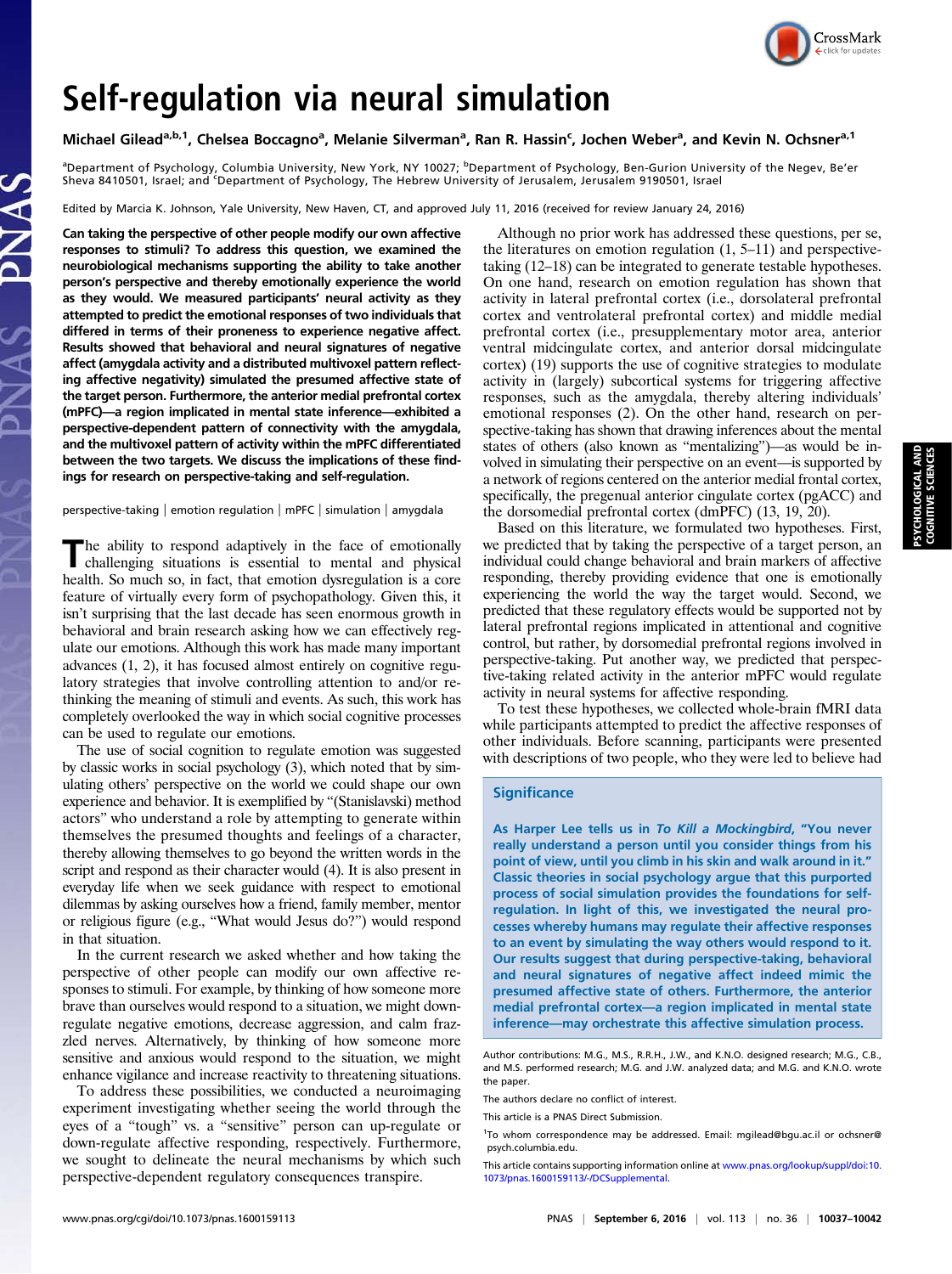# Self-regulation via neural simulation

Michael Gilead[a,b,1], Chelsea Boccagno[a], Melanie Silverman[a], Ran R. Hassin[c], Jochen Weber[a], and Kevin N. Ochsner[a,1]

[a]Department of Psychology, Columbia University, New York, NY 10027; [b]Department of Psychology, Ben-Gurion University of the Negev, Be'er Sheva 8410501, Israel; and [c]Department of Psychology, The Hebrew University of Jerusalem, Jerusalem 9190501, Israel

Edited by Marcia K. Johnson, Yale University, New Haven, CT, and approved July 11, 2016 (received for review January 24, 2016)

**Can taking the perspective of other people modify our own affective responses to stimuli? To address this question, we examined the neurobiological mechanisms supporting the ability to take another person's perspective and thereby emotionally experience the world as they would. We measured participants' neural activity as they attempted to predict the emotional responses of two individuals that differed in terms of their proneness to experience negative affect. Results showed that behavioral and neural signatures of negative affect (amygdala activity and a distributed multivoxel pattern reflecting affective negativity) simulated the presumed affective state of the target person. Furthermore, the anterior medial prefrontal cortex (mPFC)—a region implicated in mental state inference—exhibited a perspective-dependent pattern of connectivity with the amygdala, and the multivoxel pattern of activity within the mPFC differentiated between the two targets. We discuss the implications of these findings for research on perspective-taking and self-regulation.**

perspective-taking | emotion regulation | mPFC | simulation | amygdala

The ability to respond adaptively in the face of emotionally challenging situations is essential to mental and physical health. So much so, in fact, that emotion dysregulation is a core feature of virtually every form of psychopathology. Given this, it isn't surprising that the last decade has seen enormous growth in behavioral and brain research asking how we can effectively regulate our emotions. Although this work has made many important advances (1, 2), it has focused almost entirely on cognitive regulatory strategies that involve controlling attention to and/or rethinking the meaning of stimuli and events. As such, this work has completely overlooked the way in which social cognitive processes can be used to regulate our emotions.

The use of social cognition to regulate emotion was suggested by classic works in social psychology (3), which noted that by simulating others' perspective on the world we could shape our own experience and behavior. It is exemplified by "(Stanislavski) method actors" who understand a role by attempting to generate within themselves the presumed thoughts and feelings of a character, thereby allowing themselves to go beyond the written words in the script and respond as their character would (4). It is also present in everyday life when we seek guidance with respect to emotional dilemmas by asking ourselves how a friend, family member, mentor or religious figure (e.g., "What would Jesus do?") would respond in that situation.

In the current research we asked whether and how taking the perspective of other people can modify our own affective responses to stimuli. For example, by thinking of how someone more brave than ourselves would respond to a situation, we might down-regulate negative emotions, decrease aggression, and calm frazzled nerves. Alternatively, by thinking of how someone more sensitive and anxious would respond to the situation, we might enhance vigilance and increase reactivity to threatening situations.

To address these possibilities, we conducted a neuroimaging experiment investigating whether seeing the world through the eyes of a "tough" vs. a "sensitive" person can up-regulate or down-regulate affective responding, respectively. Furthermore, we sought to delineate the neural mechanisms by which such perspective-dependent regulatory consequences transpire.

Although no prior work has addressed these questions, per se, the literatures on emotion regulation (1, 5–11) and perspective-taking (12–18) can be integrated to generate testable hypotheses. On one hand, research on emotion regulation has shown that activity in lateral prefrontal cortex (i.e., dorsolateral prefrontal cortex and ventrolateral prefrontal cortex) and middle medial prefrontal cortex (i.e., presupplementary motor area, anterior ventral midcingulate cortex, and anterior dorsal midcingulate cortex) (19) supports the use of cognitive strategies to modulate activity in (largely) subcortical systems for triggering affective responses, such as the amygdala, thereby altering individuals' emotional responses (2). On the other hand, research on perspective-taking has shown that drawing inferences about the mental states of others (also known as "mentalizing")—as would be involved in simulating their perspective on an event—is supported by a network of regions centered on the anterior medial frontal cortex, specifically, the pregenual anterior cingulate cortex (pgACC) and the dorsomedial prefrontal cortex (dmPFC) (13, 19, 20).

Based on this literature, we formulated two hypotheses. First, we predicted that by taking the perspective of a target person, an individual could change behavioral and brain markers of affective responding, thereby providing evidence that one is emotionally experiencing the world the way the target would. Second, we predicted that these regulatory effects would be supported not by lateral prefrontal regions implicated in attentional and cognitive control, but rather, by dorsomedial prefrontal regions involved in perspective-taking. Put another way, we predicted that perspective-taking related activity in the anterior mPFC would regulate activity in neural systems for affective responding.

To test these hypotheses, we collected whole-brain fMRI data while participants attempted to predict the affective responses of other individuals. Before scanning, participants were presented with descriptions of two people, who they were led to believe had

## Significance

As Harper Lee tells us in *To Kill a Mockingbird*, "You never really understand a person until you consider things from his point of view, until you climb in his skin and walk around in it." Classic theories in social psychology argue that this purported process of social simulation provides the foundations for self-regulation. In light of this, we investigated the neural processes whereby humans may regulate their affective responses to an event by simulating the way others would respond to it. Our results suggest that during perspective-taking, behavioral and neural signatures of negative affect indeed mimic the presumed affective state of others. Furthermore, the anterior medial prefrontal cortex—a region implicated in mental state inference—may orchestrate this affective simulation process.

Author contributions: M.G., M.S., R.R.H., J.W., and K.N.O. designed research; M.G., C.B., and M.S. performed research; M.G. and J.W. analyzed data; and M.G. and K.N.O. wrote the paper.

The authors declare no conflict of interest.

This article is a PNAS Direct Submission.

[1]To whom correspondence may be addressed. Email: mgilead@bgu.ac.il or ochsner@psych.columbia.edu.

This article contains supporting information online at www.pnas.org/lookup/suppl/doi:10.1073/pnas.1600159113/-/DCSupplemental.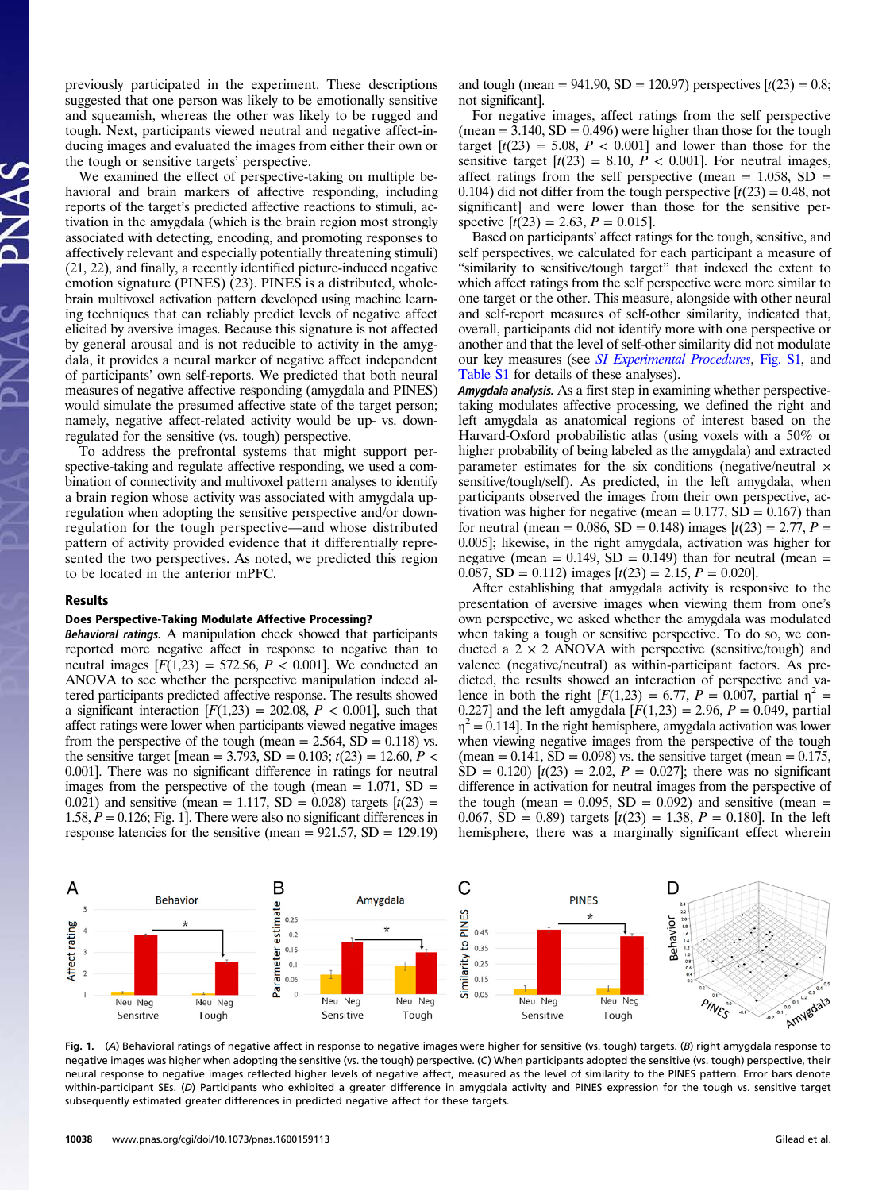previously participated in the experiment. These descriptions suggested that one person was likely to be emotionally sensitive and squeamish, whereas the other was likely to be rugged and tough. Next, participants viewed neutral and negative affect-inducing images and evaluated the images from either their own or the tough or sensitive targets' perspective.

We examined the effect of perspective-taking on multiple behavioral and brain markers of affective responding, including reports of the target's predicted affective reactions to stimuli, activation in the amygdala (which is the brain region most strongly associated with detecting, encoding, and promoting responses to affectively relevant and especially potentially threatening stimuli) (21, 22), and finally, a recently identified picture-induced negative emotion signature (PINES) (23). PINES is a distributed, whole-brain multivoxel activation pattern developed using machine learning techniques that can reliably predict levels of negative affect elicited by aversive images. Because this signature is not affected by general arousal and is not reducible to activity in the amygdala, it provides a neural marker of negative affect independent of participants' own self-reports. We predicted that both neural measures of negative affective responding (amygdala and PINES) would simulate the presumed affective state of the target person; namely, negative affect-related activity would be up- vs. down-regulated for the sensitive (vs. tough) perspective.

To address the prefrontal systems that might support perspective-taking and regulate affective responding, we used a combination of connectivity and multivoxel pattern analyses to identify a brain region whose activity was associated with amygdala up-regulation when adopting the sensitive perspective and/or down-regulation for the tough perspective—and whose distributed pattern of activity provided evidence that it differentially represented the two perspectives. As noted, we predicted this region to be located in the anterior mPFC.

## Results

### Does Perspective-Taking Modulate Affective Processing?

***Behavioral ratings.*** A manipulation check showed that participants reported more negative affect in response to negative than to neutral images [$F(1,23) = 572.56$, $P < 0.001$]. We conducted an ANOVA to see whether the perspective manipulation indeed altered participants predicted affective response. The results showed a significant interaction [$F(1,23) = 202.08$, $P < 0.001$], such that affect ratings were lower when participants viewed negative images from the perspective of the tough (mean = 2.564, SD = 0.118) vs. the sensitive target [mean = 3.793, SD = 0.103; $t(23) = 12.60$, $P <$ 0.001]. There was no significant difference in ratings for neutral images from the perspective of the tough (mean = 1.071, SD = 0.021) and sensitive (mean = 1.117, SD = 0.028) targets [$t(23) =$ 1.58, $P = 0.126$; Fig. 1]. There were also no significant differences in response latencies for the sensitive (mean = 921.57, SD = 129.19) and tough (mean = 941.90, SD = 120.97) perspectives [$t(23) = 0.8$; not significant].

For negative images, affect ratings from the self perspective (mean = 3.140, SD = 0.496) were higher than those for the tough target [$t(23) = 5.08$, $P < 0.001$] and lower than those for the sensitive target [$t(23) = 8.10$, $P < 0.001$]. For neutral images, affect ratings from the self perspective (mean = 1.058, SD = 0.104) did not differ from the tough perspective [$t(23) = 0.48$, not significant] and were lower than those for the sensitive perspective [$t(23) = 2.63$, $P = 0.015$].

Based on participants' affect ratings for the tough, sensitive, and self perspectives, we calculated for each participant a measure of "similarity to sensitive/tough target" that indexed the extent to which affect ratings from the self perspective were more similar to one target or the other. This measure, alongside with other neural and self-report measures of self-other similarity, indicated that, overall, participants did not identify more with one perspective or another and that the level of self-other similarity did not modulate our key measures (see *SI Experimental Procedures*, Fig. S1, and Table S1 for details of these analyses).

***Amygdala analysis.*** As a first step in examining whether perspective-taking modulates affective processing, we defined the right and left amygdala as anatomical regions of interest based on the Harvard-Oxford probabilistic atlas (using voxels with a 50% or higher probability of being labeled as the amygdala) and extracted parameter estimates for the six conditions (negative/neutral × sensitive/tough/self). As predicted, in the left amygdala, when participants observed the images from their own perspective, activation was higher for negative (mean = 0.177, SD = 0.167) than for neutral (mean = 0.086, SD = 0.148) images [$t(23) = 2.77$, $P =$ 0.005]; likewise, in the right amygdala, activation was higher for negative (mean = 0.149, SD = 0.149) than for neutral (mean = 0.087, SD = 0.112) images [$t(23) = 2.15$, $P = 0.020$].

After establishing that amygdala activity is responsive to the presentation of aversive images when viewing them from one's own perspective, we asked whether the amygdala was modulated when taking a tough or sensitive perspective. To do so, we conducted a 2 × 2 ANOVA with perspective (sensitive/tough) and valence (negative/neutral) as within-participant factors. As predicted, the results showed an interaction of perspective and valence in both the right [$F(1,23) = 6.77$, $P = 0.007$, partial $\eta^2 =$ 0.227] and the left amygdala [$F(1,23) = 2.96$, $P = 0.049$, partial $\eta^2 = 0.114$]. In the right hemisphere, amygdala activation was lower when viewing negative images from the perspective of the tough (mean = 0.141, SD = 0.098) vs. the sensitive target (mean = 0.175, SD = 0.120) [$t(23) = 2.02$, $P = 0.027$]; there was no significant difference in activation for neutral images from the perspective of the tough (mean = 0.095, SD = 0.092) and sensitive (mean = 0.067, SD = 0.89) targets [$t(23) = 1.38$, $P = 0.180$]. In the left hemisphere, there was a marginally significant effect wherein

Fig. 1. (*A*) Behavioral ratings of negative affect in response to negative images were higher for sensitive (vs. tough) targets. (*B*) right amygdala response to negative images was higher when adopting the sensitive (vs. the tough) perspective. (*C*) When participants adopted the sensitive (vs. tough) perspective, their neural response to negative images reflected higher levels of negative affect, measured as the level of similarity to the PINES pattern. Error bars denote within-participant SEs. (*D*) Participants who exhibited a greater difference in amygdala activity and PINES expression for the tough vs. sensitive target subsequently estimated greater differences in predicted negative affect for these targets.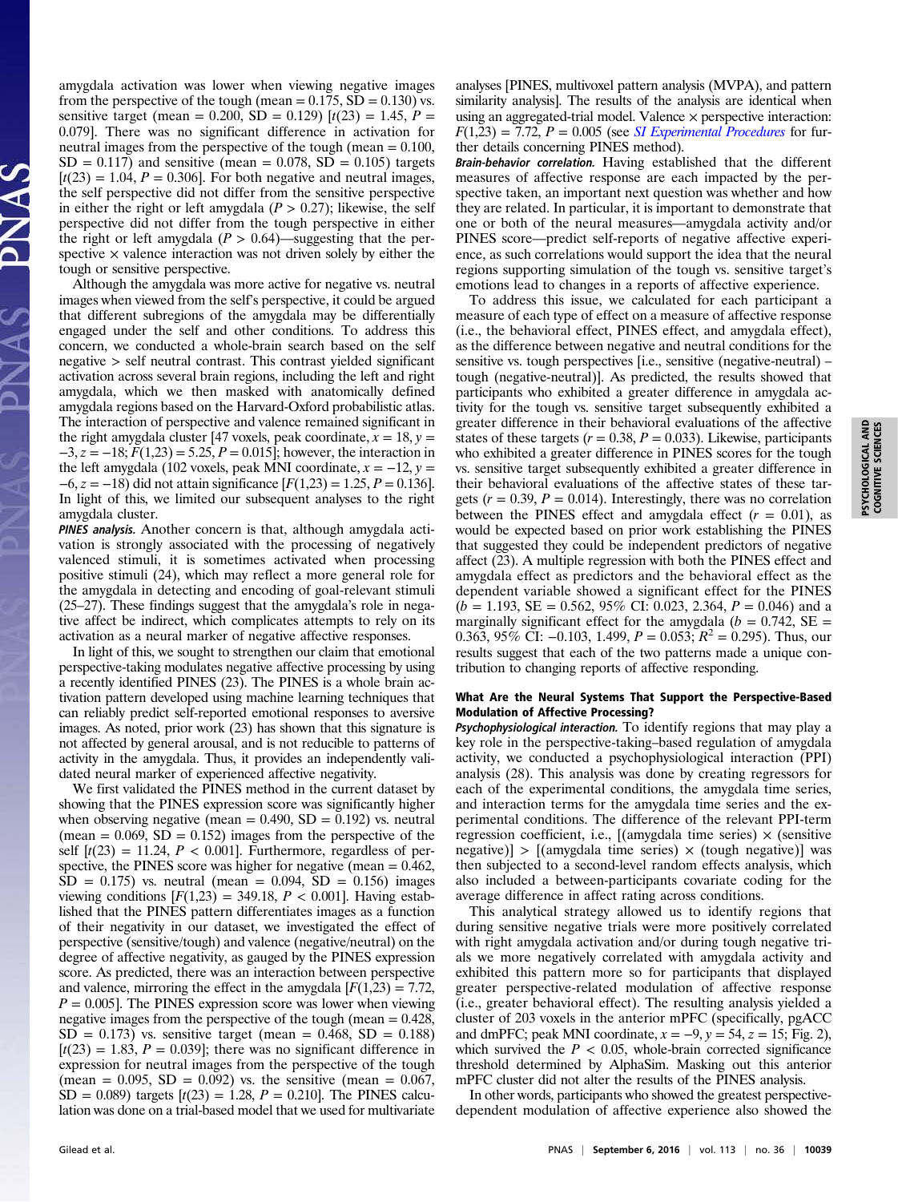amygdala activation was lower when viewing negative images from the perspective of the tough (mean = 0.175, SD = 0.130) vs. sensitive target (mean = 0.200, SD = 0.129) [$t(23) = 1.45$, $P = 0.079$]. There was no significant difference in activation for neutral images from the perspective of the tough (mean = 0.100, SD = 0.117) and sensitive (mean = 0.078, SD = 0.105) targets [$t(23) = 1.04$, $P = 0.306$]. For both negative and neutral images, the self perspective did not differ from the sensitive perspective in either the right or left amygdala ($P > 0.27$); likewise, the self perspective did not differ from the tough perspective in either the right or left amygdala ($P > 0.64$)—suggesting that the perspective × valence interaction was not driven solely by either the tough or sensitive perspective.

Although the amygdala was more active for negative vs. neutral images when viewed from the self's perspective, it could be argued that different subregions of the amygdala may be differentially engaged under the self and other conditions. To address this concern, we conducted a whole-brain search based on the self negative > self neutral contrast. This contrast yielded significant activation across several brain regions, including the left and right amygdala, which we then masked with anatomically defined amygdala regions based on the Harvard-Oxford probabilistic atlas. The interaction of perspective and valence remained significant in the right amygdala cluster [47 voxels, peak coordinate, $x = 18$, $y = -3$, $z = -18$; $F(1,23) = 5.25$, $P = 0.015$]; however, the interaction in the left amygdala (102 voxels, peak MNI coordinate, $x = -12$, $y = -6$, $z = -18$) did not attain significance [$F(1,23) = 1.25$, $P = 0.136$]. In light of this, we limited our subsequent analyses to the right amygdala cluster.

***PINES analysis.*** Another concern is that, although amygdala activation is strongly associated with the processing of negatively valenced stimuli, it is sometimes activated when processing positive stimuli (24), which may reflect a more general role for the amygdala in detecting and encoding of goal-relevant stimuli (25–27). These findings suggest that the amygdala's role in negative affect be indirect, which complicates attempts to rely on its activation as a neural marker of negative affective responses.

In light of this, we sought to strengthen our claim that emotional perspective-taking modulates negative affective processing by using a recently identified PINES (23). The PINES is a whole brain activation pattern developed using machine learning techniques that can reliably predict self-reported emotional responses to aversive images. As noted, prior work (23) has shown that this signature is not affected by general arousal, and is not reducible to patterns of activity in the amygdala. Thus, it provides an independently validated neural marker of experienced affective negativity.

We first validated the PINES method in the current dataset by showing that the PINES expression score was significantly higher when observing negative (mean = 0.490, SD = 0.192) vs. neutral (mean = 0.069, SD = 0.152) images from the perspective of the self [$t(23) = 11.24$, $P < 0.001$]. Furthermore, regardless of perspective, the PINES score was higher for negative (mean = 0.462, SD = 0.175) vs. neutral (mean = 0.094, SD = 0.156) images viewing conditions [$F(1,23) = 349.18$, $P < 0.001$]. Having established that the PINES pattern differentiates images as a function of their negativity in our dataset, we investigated the effect of perspective (sensitive/tough) and valence (negative/neutral) on the degree of affective negativity, as gauged by the PINES expression score. As predicted, there was an interaction between perspective and valence, mirroring the effect in the amygdala [$F(1,23) = 7.72$, $P = 0.005$]. The PINES expression score was lower when viewing negative images from the perspective of the tough (mean = 0.428, SD = 0.173) vs. sensitive target (mean = 0.468, SD = 0.188) [$t(23) = 1.83$, $P = 0.039$]; there was no significant difference in expression for neutral images from the perspective of the tough (mean = 0.095, SD = 0.092) vs. the sensitive (mean = 0.067, SD = 0.089) targets [$t(23) = 1.28$, $P = 0.210$]. The PINES calculation was done on a trial-based model that we used for multivariate analyses [PINES, multivoxel pattern analysis (MVPA), and pattern similarity analysis]. The results of the analysis are identical when using an aggregated-trial model. Valence × perspective interaction: $F(1,23) = 7.72$, $P = 0.005$ (see *SI Experimental Procedures* for further details concerning PINES method).

***Brain-behavior correlation.*** Having established that the different measures of affective response are each impacted by the perspective taken, an important next question was whether and how they are related. In particular, it is important to demonstrate that one or both of the neural measures—amygdala activity and/or PINES score—predict self-reports of negative affective experience, as such correlations would support the idea that the neural regions supporting simulation of the tough vs. sensitive target's emotions lead to changes in a reports of affective experience.

To address this issue, we calculated for each participant a measure of each type of effect on a measure of affective response (i.e., the behavioral effect, PINES effect, and amygdala effect), as the difference between negative and neutral conditions for the sensitive vs. tough perspectives [i.e., sensitive (negative-neutral) – tough (negative-neutral)]. As predicted, the results showed that participants who exhibited a greater difference in amygdala activity for the tough vs. sensitive target subsequently exhibited a greater difference in their behavioral evaluations of the affective states of these targets ($r = 0.38$, $P = 0.033$). Likewise, participants who exhibited a greater difference in PINES scores for the tough vs. sensitive target subsequently exhibited a greater difference in their behavioral evaluations of the affective states of these targets ($r = 0.39$, $P = 0.014$). Interestingly, there was no correlation between the PINES effect and amygdala effect ($r = 0.01$), as would be expected based on prior work establishing the PINES that suggested they could be independent predictors of negative affect (23). A multiple regression with both the PINES effect and amygdala effect as predictors and the behavioral effect as the dependent variable showed a significant effect for the PINES ($b = 1.193$, SE = 0.562, 95% CI: 0.023, 2.364, $P = 0.046$) and a marginally significant effect for the amygdala ($b = 0.742$, SE = 0.363, 95% CI: −0.103, 1.499, $P = 0.053$; $R^2 = 0.295$). Thus, our results suggest that each of the two patterns made a unique contribution to changing reports of affective responding.

### What Are the Neural Systems That Support the Perspective-Based Modulation of Affective Processing?

***Psychophysiological interaction.*** To identify regions that may play a key role in the perspective-taking–based regulation of amygdala activity, we conducted a psychophysiological interaction (PPI) analysis (28). This analysis was done by creating regressors for each of the experimental conditions, the amygdala time series, and interaction terms for the amygdala time series and the experimental conditions. The difference of the relevant PPI-term regression coefficient, i.e., [(amygdala time series) × (sensitive negative)] > [(amygdala time series) × (tough negative)] was then subjected to a second-level random effects analysis, which also included a between-participants covariate coding for the average difference in affect rating across conditions.

This analytical strategy allowed us to identify regions that during sensitive negative trials were more positively correlated with right amygdala activation and/or during tough negative trials we more negatively correlated with amygdala activity and exhibited this pattern more so for participants that displayed greater perspective-related modulation of affective response (i.e., greater behavioral effect). The resulting analysis yielded a cluster of 203 voxels in the anterior mPFC (specifically, pgACC and dmPFC; peak MNI coordinate, $x = -9$, $y = 54$, $z = 15$; Fig. 2), which survived the $P < 0.05$, whole-brain corrected significance threshold determined by AlphaSim. Masking out this anterior mPFC cluster did not alter the results of the PINES analysis.

In other words, participants who showed the greatest perspective-dependent modulation of affective experience also showed the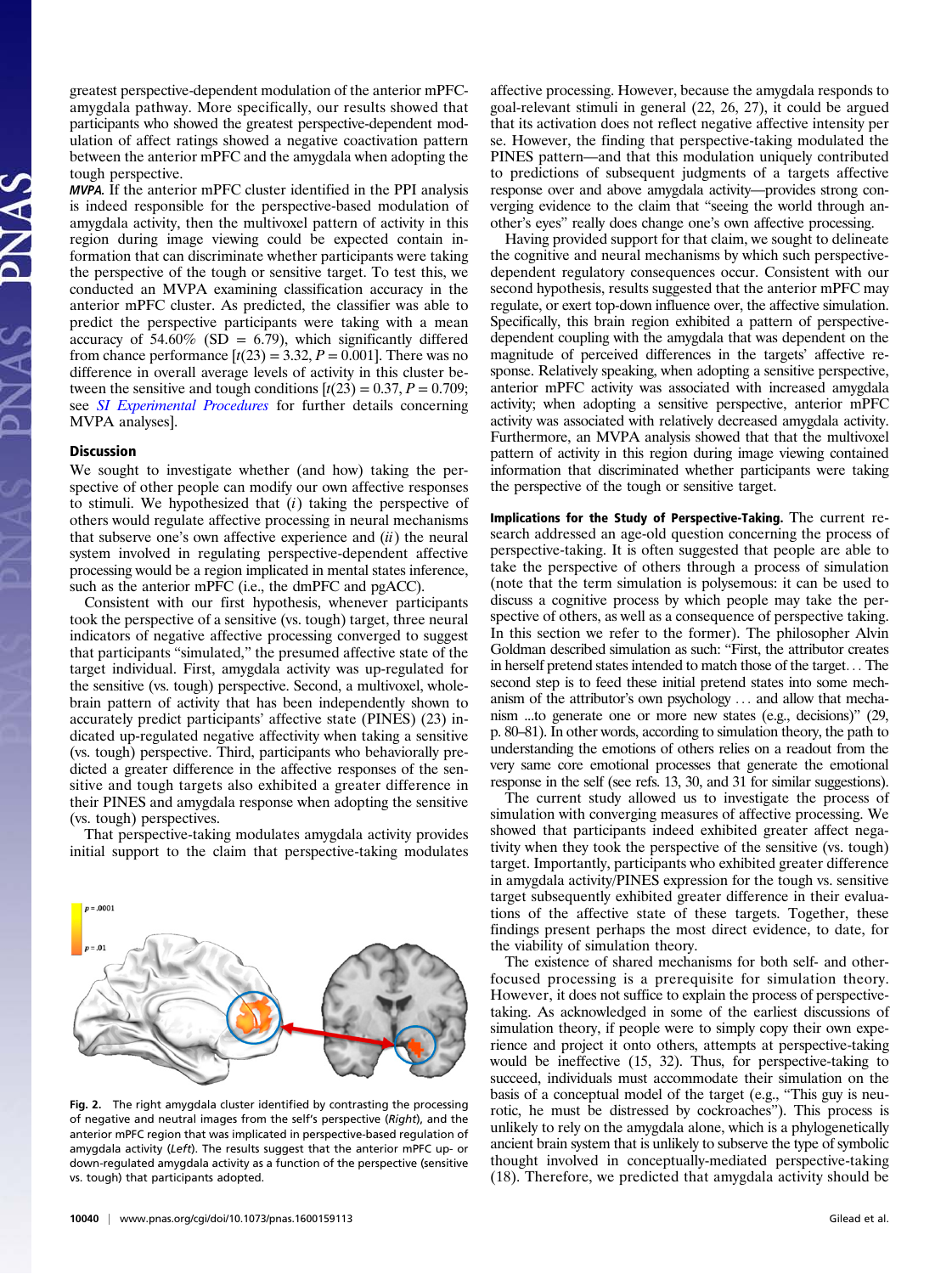greatest perspective-dependent modulation of the anterior mPFC-amygdala pathway. More specifically, our results showed that participants who showed the greatest perspective-dependent modulation of affect ratings showed a negative coactivation pattern between the anterior mPFC and the amygdala when adopting the tough perspective.

***MVPA.*** If the anterior mPFC cluster identified in the PPI analysis is indeed responsible for the perspective-based modulation of amygdala activity, then the multivoxel pattern of activity in this region during image viewing could be expected contain information that can discriminate whether participants were taking the perspective of the tough or sensitive target. To test this, we conducted an MVPA examining classification accuracy in the anterior mPFC cluster. As predicted, the classifier was able to predict the perspective participants were taking with a mean accuracy of 54.60% (SD = 6.79), which significantly differed from chance performance [$t(23) = 3.32$, $P = 0.001$]. There was no difference in overall average levels of activity in this cluster between the sensitive and tough conditions [$t(23) = 0.37$, $P = 0.709$; see *SI Experimental Procedures* for further details concerning MVPA analyses].

## Discussion

We sought to investigate whether (and how) taking the perspective of other people can modify our own affective responses to stimuli. We hypothesized that (*i*) taking the perspective of others would regulate affective processing in neural mechanisms that subserve one's own affective experience and (*ii*) the neural system involved in regulating perspective-dependent affective processing would be a region implicated in mental states inference, such as the anterior mPFC (i.e., the dmPFC and pgACC).

Consistent with our first hypothesis, whenever participants took the perspective of a sensitive (vs. tough) target, three neural indicators of negative affective processing converged to suggest that participants "simulated," the presumed affective state of the target individual. First, amygdala activity was up-regulated for the sensitive (vs. tough) perspective. Second, a multivoxel, whole-brain pattern of activity that has been independently shown to accurately predict participants' affective state (PINES) (23) indicated up-regulated negative affectivity when taking a sensitive (vs. tough) perspective. Third, participants who behaviorally predicted a greater difference in the affective responses of the sensitive and tough targets also exhibited a greater difference in their PINES and amygdala response when adopting the sensitive (vs. tough) perspectives.

That perspective-taking modulates amygdala activity provides initial support to the claim that perspective-taking modulates affective processing. However, because the amygdala responds to goal-relevant stimuli in general (22, 26, 27), it could be argued that its activation does not reflect negative affective intensity per se. However, the finding that perspective-taking modulated the PINES pattern—and that this modulation uniquely contributed to predictions of subsequent judgments of a targets affective response over and above amygdala activity—provides strong converging evidence to the claim that "seeing the world through another's eyes" really does change one's own affective processing.

Having provided support for that claim, we sought to delineate the cognitive and neural mechanisms by which such perspective-dependent regulatory consequences occur. Consistent with our second hypothesis, results suggested that the anterior mPFC may regulate, or exert top-down influence over, the affective simulation. Specifically, this brain region exhibited a pattern of perspective-dependent coupling with the amygdala that was dependent on the magnitude of perceived differences in the targets' affective response. Relatively speaking, when adopting a sensitive perspective, anterior mPFC activity was associated with increased amygdala activity; when adopting a sensitive perspective, anterior mPFC activity was associated with relatively decreased amygdala activity. Furthermore, an MVPA analysis showed that that the multivoxel pattern of activity in this region during image viewing contained information that discriminated whether participants were taking the perspective of the tough or sensitive target.

**Implications for the Study of Perspective-Taking.** The current research addressed an age-old question concerning the process of perspective-taking. It is often suggested that people are able to take the perspective of others through a process of simulation (note that the term simulation is polysemous: it can be used to discuss a cognitive process by which people may take the perspective of others, as well as a consequence of perspective taking. In this section we refer to the former). The philosopher Alvin Goldman described simulation as such: "First, the attributor creates in herself pretend states intended to match those of the target… The second step is to feed these initial pretend states into some mechanism of the attributor's own psychology … and allow that mechanism ...to generate one or more new states (e.g., decisions)" (29, p. 80–81). In other words, according to simulation theory, the path to understanding the emotions of others relies on a readout from the very same core emotional processes that generate the emotional response in the self (see refs. 13, 30, and 31 for similar suggestions).

The current study allowed us to investigate the process of simulation with converging measures of affective processing. We showed that participants indeed exhibited greater affect negativity when they took the perspective of the sensitive (vs. tough) target. Importantly, participants who exhibited greater difference in amygdala activity/PINES expression for the tough vs. sensitive target subsequently exhibited greater difference in their evaluations of the affective state of these targets. Together, these findings present perhaps the most direct evidence, to date, for the viability of simulation theory.

The existence of shared mechanisms for both self- and other-focused processing is a prerequisite for simulation theory. However, it does not suffice to explain the process of perspective-taking. As acknowledged in some of the earliest discussions of simulation theory, if people were to simply copy their own experience and project it onto others, attempts at perspective-taking would be ineffective (15, 32). Thus, for perspective-taking to succeed, individuals must accommodate their simulation on the basis of a conceptual model of the target (e.g., "This guy is neurotic, he must be distressed by cockroaches"). This process is unlikely to rely on the amygdala alone, which is a phylogenetically ancient brain system that is unlikely to subserve the type of symbolic thought involved in conceptually-mediated perspective-taking (18). Therefore, we predicted that amygdala activity should be

Fig. 2. The right amygdala cluster identified by contrasting the processing of negative and neutral images from the self's perspective (*Right*), and the anterior mPFC region that was implicated in perspective-based regulation of amygdala activity (*Left*). The results suggest that the anterior mPFC up- or down-regulated amygdala activity as a function of the perspective (sensitive vs. tough) that participants adopted.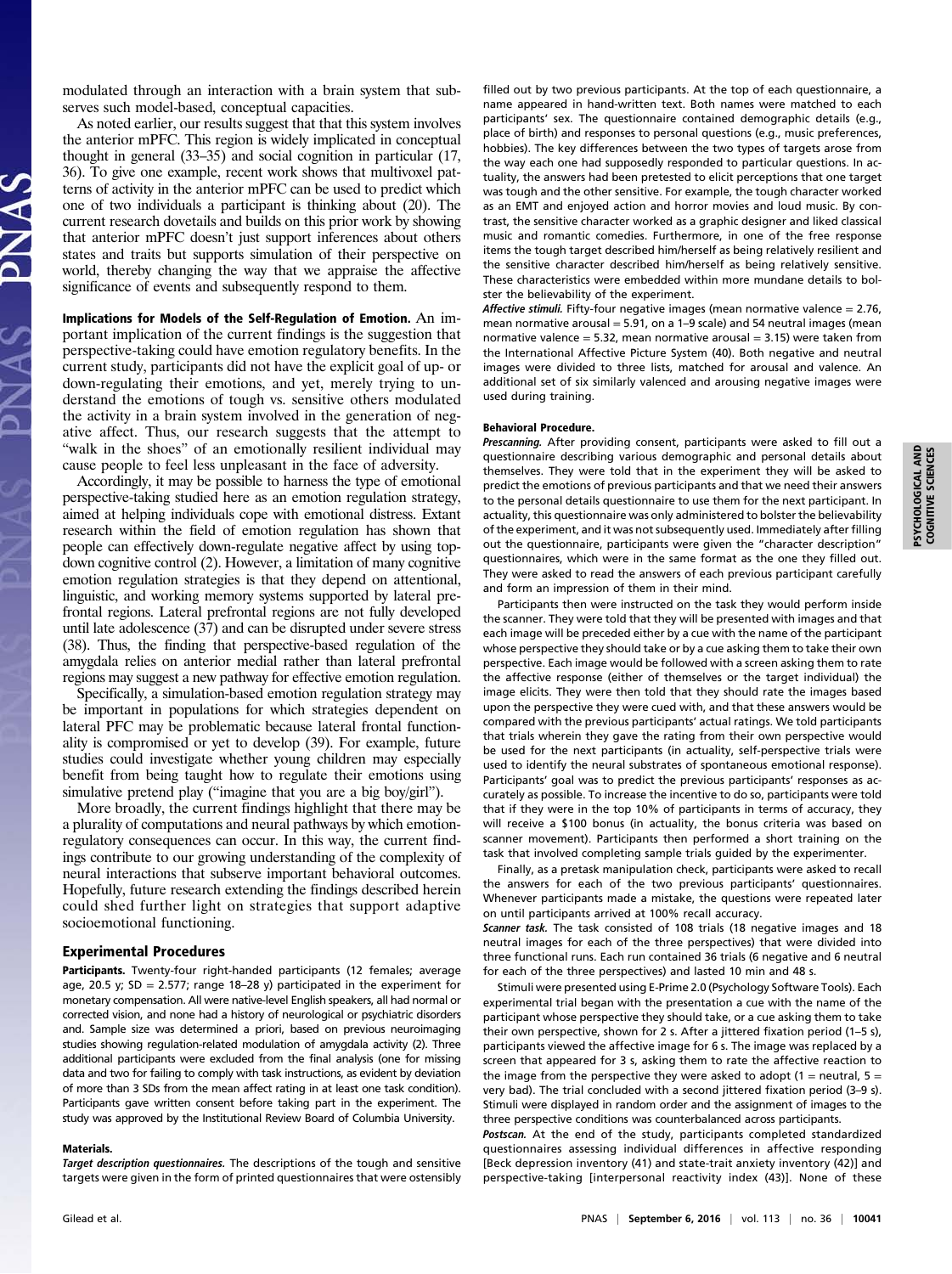modulated through an interaction with a brain system that subserves such model-based, conceptual capacities.

As noted earlier, our results suggest that this system involves the anterior mPFC. This region is widely implicated in conceptual thought in general (33–35) and social cognition in particular (17, 36). To give one example, recent work shows that multivoxel patterns of activity in the anterior mPFC can be used to predict which one of two individuals a participant is thinking about (20). The current research dovetails and builds on this prior work by showing that anterior mPFC doesn't just support inferences about others states and traits but supports simulation of their perspective on world, thereby changing the way that we appraise the affective significance of events and subsequently respond to them.

**Implications for Models of the Self-Regulation of Emotion.** An important implication of the current findings is the suggestion that perspective-taking could have emotion regulatory benefits. In the current study, participants did not have the explicit goal of up- or down-regulating their emotions, and yet, merely trying to understand the emotions of tough vs. sensitive others modulated the activity in a brain system involved in the generation of negative affect. Thus, our research suggests that the attempt to "walk in the shoes" of an emotionally resilient individual may cause people to feel less unpleasant in the face of adversity.

Accordingly, it may be possible to harness the type of emotional perspective-taking studied here as an emotion regulation strategy, aimed at helping individuals cope with emotional distress. Extant research within the field of emotion regulation has shown that people can effectively down-regulate negative affect by using top-down cognitive control (2). However, a limitation of many cognitive emotion regulation strategies is that they depend on attentional, linguistic, and working memory systems supported by lateral prefrontal regions. Lateral prefrontal regions are not fully developed until late adolescence (37) and can be disrupted under severe stress (38). Thus, the finding that perspective-based regulation of the amygdala relies on anterior medial rather than lateral prefrontal regions may suggest a new pathway for effective emotion regulation.

Specifically, a simulation-based emotion regulation strategy may be important in populations for which strategies dependent on lateral PFC may be problematic because lateral frontal functionality is compromised or yet to develop (39). For example, future studies could investigate whether young children may especially benefit from being taught how to regulate their emotions using simulative pretend play ("imagine that you are a big boy/girl").

More broadly, the current findings highlight that there may be a plurality of computations and neural pathways by which emotion-regulatory consequences can occur. In this way, the current findings contribute to our growing understanding of the complexity of neural interactions that subserve important behavioral outcomes. Hopefully, future research extending the findings described herein could shed further light on strategies that support adaptive socioemotional functioning.

## Experimental Procedures

**Participants.** Twenty-four right-handed participants (12 females; average age, 20.5 y; SD = 2.577; range 18–28 y) participated in the experiment for monetary compensation. All were native-level English speakers, all had normal or corrected vision, and none had a history of neurological or psychiatric disorders and. Sample size was determined a priori, based on previous neuroimaging studies showing regulation-related modulation of amygdala activity (2). Three additional participants were excluded from the final analysis (one for missing data and two for failing to comply with task instructions, as evident by deviation of more than 3 SDs from the mean affect rating in at least one task condition). Participants gave written consent before taking part in the experiment. The study was approved by the Institutional Review Board of Columbia University.

**Materials.**

***Target description questionnaires.*** The descriptions of the tough and sensitive targets were given in the form of printed questionnaires that were ostensibly filled out by two previous participants. At the top of each questionnaire, a name appeared in hand-written text. Both names were matched to each participants' sex. The questionnaire contained demographic details (e.g., place of birth) and responses to personal questions (e.g., music preferences, hobbies). The key differences between the two types of targets arose from the way each one had supposedly responded to particular questions. In actuality, the answers had been pretested to elicit perceptions that one target was tough and the other sensitive. For example, the tough character worked as an EMT and enjoyed action and horror movies and loud music. By contrast, the sensitive character worked as a graphic designer and liked classical music and romantic comedies. Furthermore, in one of the free response items the tough target described him/herself as being relatively resilient and the sensitive character described him/herself as being relatively sensitive. These characteristics were embedded within more mundane details to bolster the believability of the experiment.

***Affective stimuli.*** Fifty-four negative images (mean normative valence = 2.76, mean normative arousal = 5.91, on a 1–9 scale) and 54 neutral images (mean normative valence = 5.32, mean normative arousal = 3.15) were taken from the International Affective Picture System (40). Both negative and neutral images were divided to three lists, matched for arousal and valence. An additional set of six similarly valenced and arousing negative images were used during training.

**Behavioral Procedure.**

***Prescanning.*** After providing consent, participants were asked to fill out a questionnaire describing various demographic and personal details about themselves. They were told that in the experiment they will be asked to predict the emotions of previous participants and that we need their answers to the personal details questionnaire to use them for the next participant. In actuality, this questionnaire was only administered to bolster the believability of the experiment, and it was not subsequently used. Immediately after filling out the questionnaire, participants were given the "character description" questionnaires, which were in the same format as the one they filled out. They were asked to read the answers of each previous participant carefully and form an impression of them in their mind.

Participants then were instructed on the task they would perform inside the scanner. They were told that they will be presented with images and that each image will be preceded either by a cue with the name of the participant whose perspective they should take or by a cue asking them to take their own perspective. Each image would be followed with a screen asking them to rate the affective response (either of themselves or the target individual) the image elicits. They were then told that they should rate the images based upon the perspective they were cued with, and that these answers would be compared with the previous participants' actual ratings. We told participants that trials wherein they gave the rating from their own perspective would be used for the next participants (in actuality, self-perspective trials were used to identify the neural substrates of spontaneous emotional response). Participants' goal was to predict the previous participants' responses as accurately as possible. To increase the incentive to do so, participants were told that if they were in the top 10% of participants in terms of accuracy, they will receive a $100 bonus (in actuality, the bonus criteria was based on scanner movement). Participants then performed a short training on the task that involved completing sample trials guided by the experimenter.

Finally, as a pretask manipulation check, participants were asked to recall the answers for each of the two previous participants' questionnaires. Whenever participants made a mistake, the questions were repeated later on until participants arrived at 100% recall accuracy.

***Scanner task.*** The task consisted of 108 trials (18 negative images and 18 neutral images for each of the three perspectives) that were divided into three functional runs. Each run contained 36 trials (6 negative and 6 neutral for each of the three perspectives) and lasted 10 min and 48 s.

Stimuli were presented using E-Prime 2.0 (Psychology Software Tools). Each experimental trial began with the presentation a cue with the name of the participant whose perspective they should take, or a cue asking them to take their own perspective, shown for 2 s. After a jittered fixation period (1–5 s), participants viewed the affective image for 6 s. The image was replaced by a screen that appeared for 3 s, asking them to rate the affective reaction to the image from the perspective they were asked to adopt (1 = neutral, 5 = very bad). The trial concluded with a second jittered fixation period (3–9 s). Stimuli were displayed in random order and the assignment of images to the three perspective conditions was counterbalanced across participants.

***Postscan.*** At the end of the study, participants completed standardized questionnaires assessing individual differences in affective responding [Beck depression inventory (41) and state-trait anxiety inventory (42)] and perspective-taking [interpersonal reactivity index (43)]. None of these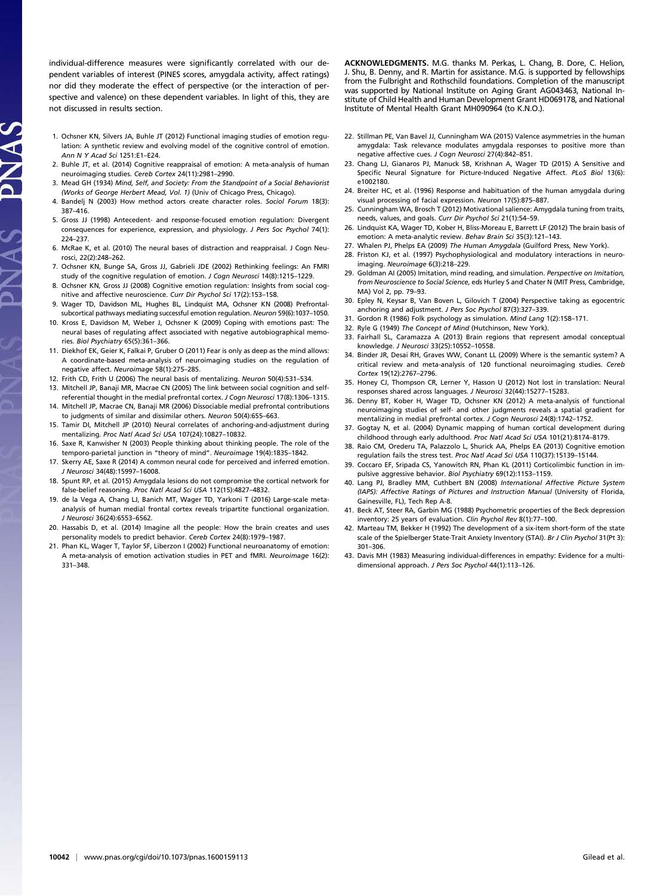individual-difference measures were significantly correlated with our dependent variables of interest (PINES scores, amygdala activity, affect ratings) nor did they moderate the effect of perspective (or the interaction of perspective and valence) on these dependent variables. In light of this, they are not discussed in results section.

**ACKNOWLEDGMENTS.** M.G. thanks M. Perkas, L. Chang, B. Dore, C. Helion, J. Shu, B. Denny, and R. Martin for assistance. M.G. is supported by fellowships from the Fulbright and Rothschild foundations. Completion of the manuscript was supported by National Institute on Aging Grant AG043463, National Institute of Child Health and Human Development Grant HD069178, and National Institute of Mental Health Grant MH090964 (to K.N.O.).

1. Ochsner KN, Silvers JA, Buhle JT (2012) Functional imaging studies of emotion regulation: A synthetic review and evolving model of the cognitive control of emotion. *Ann N Y Acad Sci* 1251:E1–E24.
2. Buhle JT, et al. (2014) Cognitive reappraisal of emotion: A meta-analysis of human neuroimaging studies. *Cereb Cortex* 24(11):2981–2990.
3. Mead GH (1934) *Mind, Self, and Society: From the Standpoint of a Social Behaviorist (Works of George Herbert Mead, Vol. 1)* (Univ of Chicago Press, Chicago).
4. Bandelj N (2003) How method actors create character roles. *Sociol Forum* 18(3): 387–416.
5. Gross JJ (1998) Antecedent- and response-focused emotion regulation: Divergent consequences for experience, expression, and physiology. *J Pers Soc Psychol* 74(1): 224–237.
6. McRae K, et al. (2010) The neural bases of distraction and reappraisal. J Cogn Neurosci, 22(2):248–262.
7. Ochsner KN, Bunge SA, Gross JJ, Gabrieli JDE (2002) Rethinking feelings: An FMRI study of the cognitive regulation of emotion. *J Cogn Neurosci* 14(8):1215–1229.
8. Ochsner KN, Gross JJ (2008) Cognitive emotion regulation: Insights from social cognitive and affective neuroscience. *Curr Dir Psychol Sci* 17(2):153–158.
9. Wager TD, Davidson ML, Hughes BL, Lindquist MA, Ochsner KN (2008) Prefrontal-subcortical pathways mediating successful emotion regulation. *Neuron* 59(6):1037–1050.
10. Kross E, Davidson M, Weber J, Ochsner K (2009) Coping with emotions past: The neural bases of regulating affect associated with negative autobiographical memories. *Biol Psychiatry* 65(5):361–366.
11. Diekhof EK, Geier K, Falkai P, Gruber O (2011) Fear is only as deep as the mind allows: A coordinate-based meta-analysis of neuroimaging studies on the regulation of negative affect. *Neuroimage* 58(1):275–285.
12. Frith CD, Frith U (2006) The neural basis of mentalizing. *Neuron* 50(4):531–534.
13. Mitchell JP, Banaji MR, Macrae CN (2005) The link between social cognition and self-referential thought in the medial prefrontal cortex. *J Cogn Neurosci* 17(8):1306–1315.
14. Mitchell JP, Macrae CN, Banaji MR (2006) Dissociable medial prefrontal contributions to judgments of similar and dissimilar others. *Neuron* 50(4):655–663.
15. Tamir DI, Mitchell JP (2010) Neural correlates of anchoring-and-adjustment during mentalizing. *Proc Natl Acad Sci USA* 107(24):10827–10832.
16. Saxe R, Kanwisher N (2003) People thinking about thinking people. The role of the temporo-parietal junction in "theory of mind". *Neuroimage* 19(4):1835–1842.
17. Skerry AE, Saxe R (2014) A common neural code for perceived and inferred emotion. *J Neurosci* 34(48):15997–16008.
18. Spunt RP, et al. (2015) Amygdala lesions do not compromise the cortical network for false-belief reasoning. *Proc Natl Acad Sci USA* 112(15):4827–4832.
19. de la Vega A, Chang LJ, Banich MT, Wager TD, Yarkoni T (2016) Large-scale meta-analysis of human medial frontal cortex reveals tripartite functional organization. *J Neurosci* 36(24):6553–6562.
20. Hassabis D, et al. (2014) Imagine all the people: How the brain creates and uses personality models to predict behavior. *Cereb Cortex* 24(8):1979–1987.
21. Phan KL, Wager T, Taylor SF, Liberzon I (2002) Functional neuroanatomy of emotion: A meta-analysis of emotion activation studies in PET and fMRI. *Neuroimage* 16(2): 331–348.
22. Stillman PE, Van Bavel JJ, Cunningham WA (2015) Valence asymmetries in the human amygdala: Task relevance modulates amygdala responses to positive more than negative affective cues. *J Cogn Neurosci* 27(4):842–851.
23. Chang LJ, Gianaros PJ, Manuck SB, Krishnan A, Wager TD (2015) A Sensitive and Specific Neural Signature for Picture-Induced Negative Affect. *PLoS Biol* 13(6): e1002180.
24. Breiter HC, et al. (1996) Response and habituation of the human amygdala during visual processing of facial expression. *Neuron* 17(5):875–887.
25. Cunningham WA, Brosch T (2012) Motivational salience: Amygdala tuning from traits, needs, values, and goals. *Curr Dir Psychol Sci* 21(1):54–59.
26. Lindquist KA, Wager TD, Kober H, Bliss-Moreau E, Barrett LF (2012) The brain basis of emotion: A meta-analytic review. *Behav Brain Sci* 35(3):121–143.
27. Whalen PJ, Phelps EA (2009) *The Human Amygdala* (Guilford Press, New York).
28. Friston KJ, et al. (1997) Psychophysiological and modulatory interactions in neuroimaging. *Neuroimage* 6(3):218–229.
29. Goldman AI (2005) Imitation, mind reading, and simulation. *Perspective on Imitation, from Neuroscience to Social Science*, eds Hurley S and Chater N (MIT Press, Cambridge, MA) Vol 2, pp. 79–93.
30. Epley N, Keysar B, Van Boven L, Gilovich T (2004) Perspective taking as egocentric anchoring and adjustment. *J Pers Soc Psychol* 87(3):327–339.
31. Gordon R (1986) Folk psychology as simulation. *Mind Lang* 1(2):158–171.
32. Ryle G (1949) *The Concept of Mind* (Hutchinson, New York).
33. Fairhall SL, Caramazza A (2013) Brain regions that represent amodal conceptual knowledge. *J Neurosci* 33(25):10552–10558.
34. Binder JR, Desai RH, Graves WW, Conant LL (2009) Where is the semantic system? A critical review and meta-analysis of 120 functional neuroimaging studies. *Cereb Cortex* 19(12):2767–2796.
35. Honey CJ, Thompson CR, Lerner Y, Hasson U (2012) Not lost in translation: Neural responses shared across languages. *J Neurosci* 32(44):15277–15283.
36. Denny BT, Kober H, Wager TD, Ochsner KN (2012) A meta-analysis of functional neuroimaging studies of self- and other judgments reveals a spatial gradient for mentalizing in medial prefrontal cortex. *J Cogn Neurosci* 24(8):1742–1752.
37. Gogtay N, et al. (2004) Dynamic mapping of human cortical development during childhood through early adulthood. *Proc Natl Acad Sci USA* 101(21):8174–8179.
38. Raio CM, Orederu TA, Palazzolo L, Shurick AA, Phelps EA (2013) Cognitive emotion regulation fails the stress test. *Proc Natl Acad Sci USA* 110(37):15139–15144.
39. Coccaro EF, Sripada CS, Yanowitch RN, Phan KL (2011) Corticolimbic function in impulsive aggressive behavior. *Biol Psychiatry* 69(12):1153–1159.
40. Lang PJ, Bradley MM, Cuthbert BN (2008) *International Affective Picture System (IAPS): Affective Ratings of Pictures and Instruction Manual* (University of Florida, Gainesville, FL), Tech Rep A-8.
41. Beck AT, Steer RA, Garbin MG (1988) Psychometric properties of the Beck depression inventory: 25 years of evaluation. *Clin Psychol Rev* 8(1):77–100.
42. Marteau TM, Bekker H (1992) The development of a six-item short-form of the state scale of the Spielberger State-Trait Anxiety Inventory (STAI). *Br J Clin Psychol* 31(Pt 3): 301–306.
43. Davis MH (1983) Measuring individual-differences in empathy: Evidence for a multidimensional approach. *J Pers Soc Psychol* 44(1):113–126.